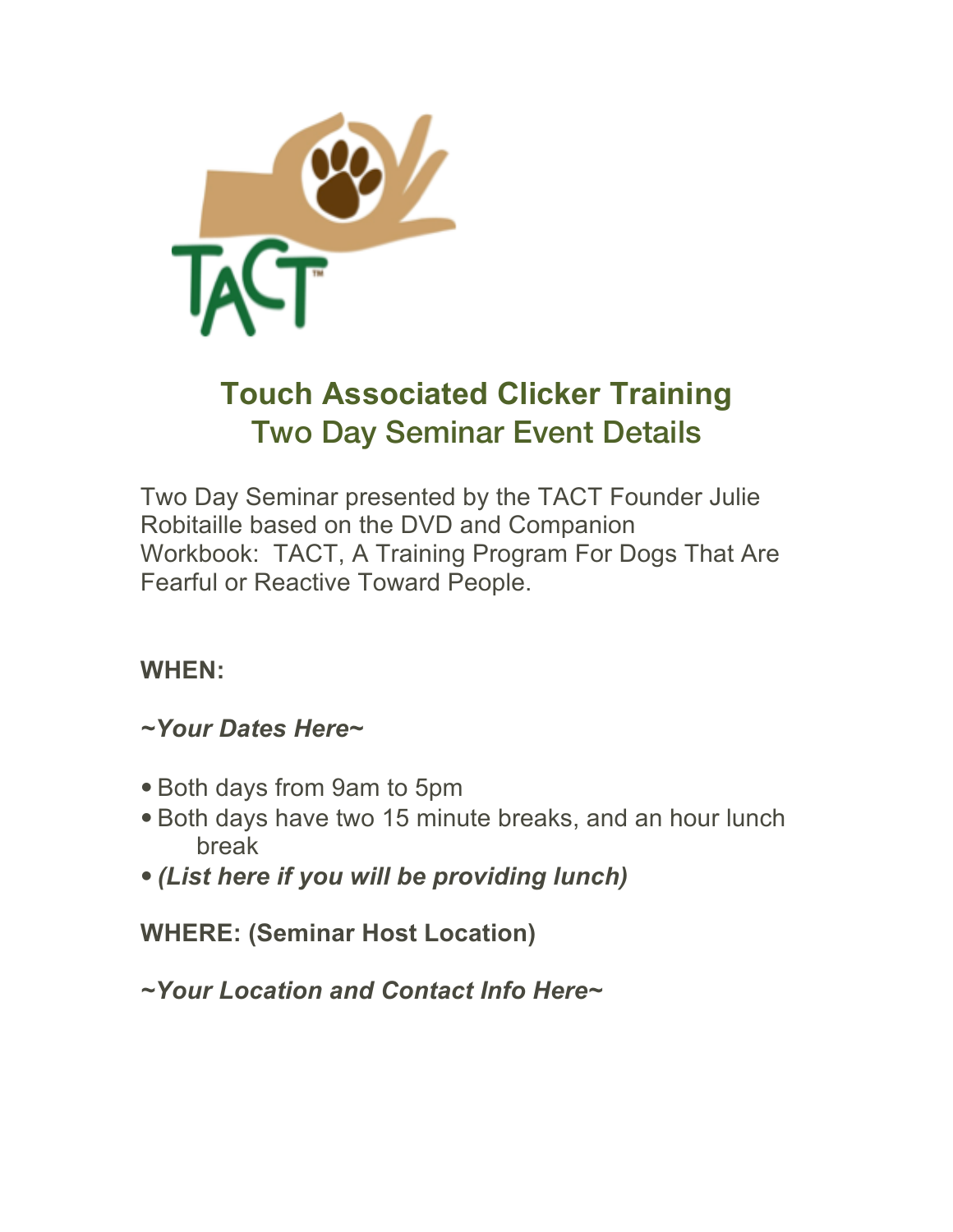# Touch Associated Clicker Training
## Two Day Seminar Event Details

Two Day Seminar presented by the TACT Founder Julie Robitaille based on the DVD and Companion Workbook: TACT, A Training Program For Dogs That Are Fearful or Reactive Toward People.

**WHEN:**

***~Your Dates Here~***

- Both days from 9am to 5pm
- Both days have two 15 minute breaks, and an hour lunch break
- ***(List here if you will be providing lunch)***

**WHERE: (Seminar Host Location)**

***~Your Location and Contact Info Here~***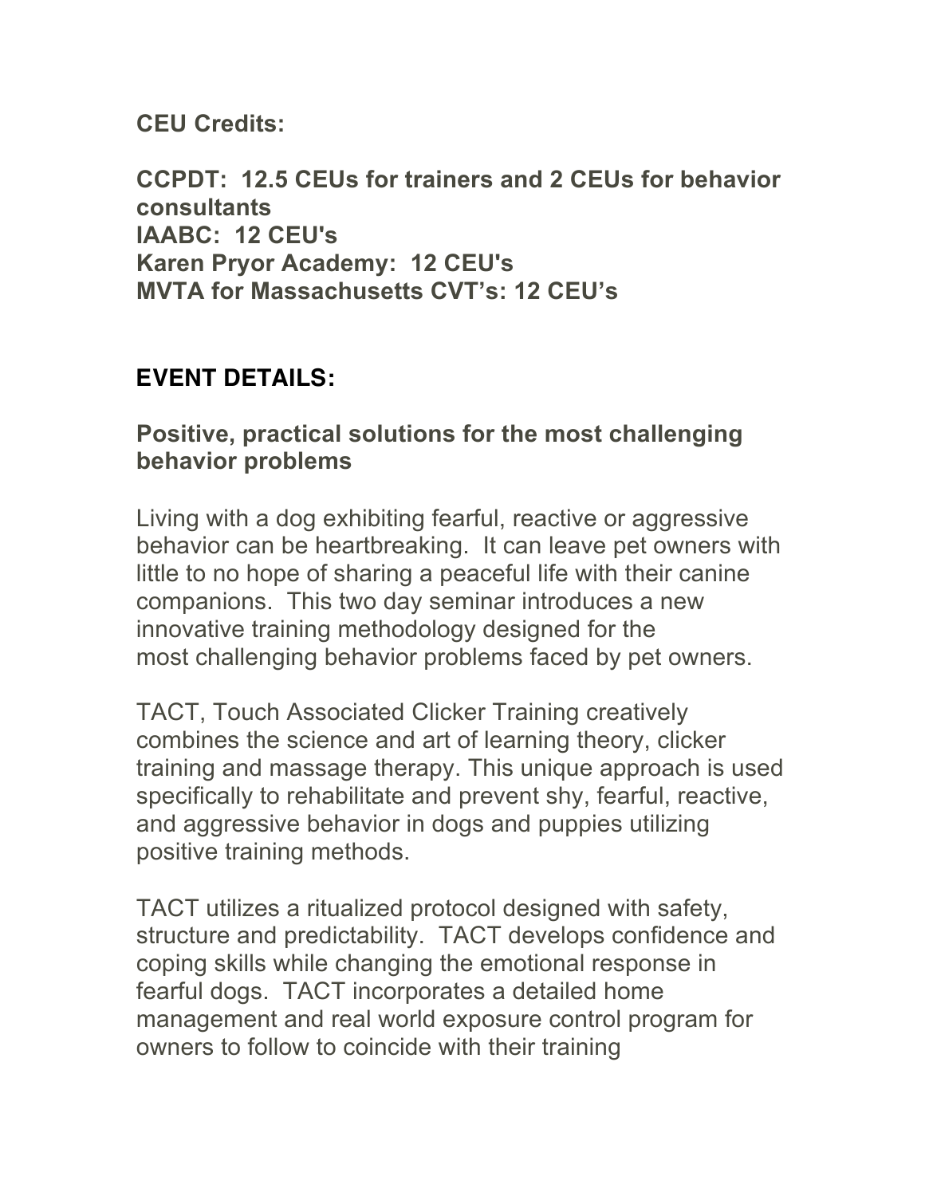**CEU Credits:**

**CCPDT: 12.5 CEUs for trainers and 2 CEUs for behavior consultants**
**IAABC: 12 CEU's**
**Karen Pryor Academy: 12 CEU's**
**MVTA for Massachusetts CVT's: 12 CEU's**

## EVENT DETAILS:

### Positive, practical solutions for the most challenging behavior problems

Living with a dog exhibiting fearful, reactive or aggressive behavior can be heartbreaking. It can leave pet owners with little to no hope of sharing a peaceful life with their canine companions. This two day seminar introduces a new innovative training methodology designed for the most challenging behavior problems faced by pet owners.

TACT, Touch Associated Clicker Training creatively combines the science and art of learning theory, clicker training and massage therapy. This unique approach is used specifically to rehabilitate and prevent shy, fearful, reactive, and aggressive behavior in dogs and puppies utilizing positive training methods.

TACT utilizes a ritualized protocol designed with safety, structure and predictability. TACT develops confidence and coping skills while changing the emotional response in fearful dogs. TACT incorporates a detailed home management and real world exposure control program for owners to follow to coincide with their training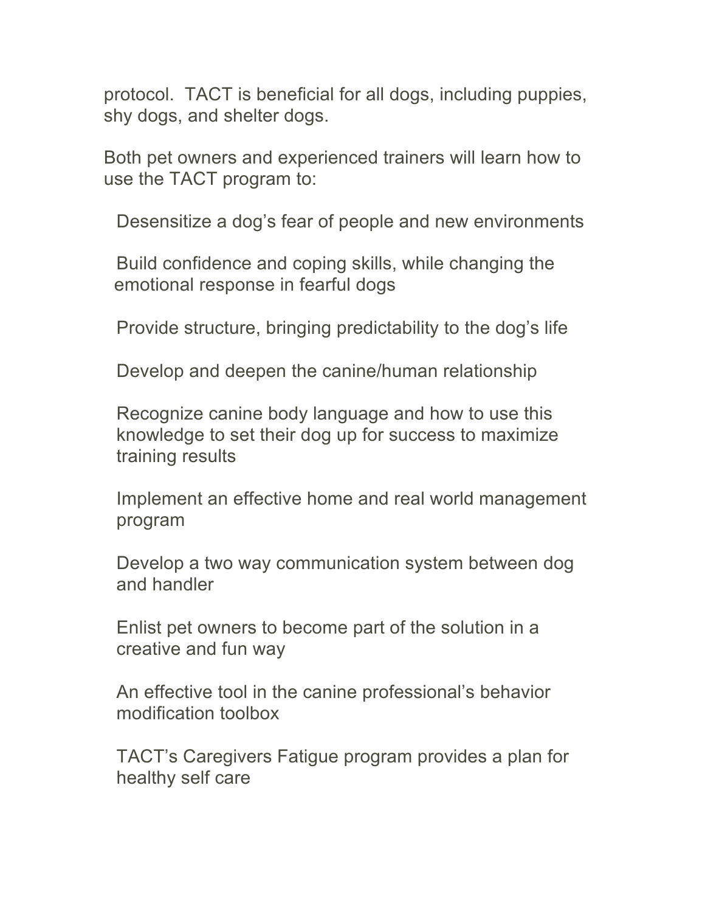protocol. TACT is beneficial for all dogs, including puppies, shy dogs, and shelter dogs.

Both pet owners and experienced trainers will learn how to use the TACT program to:

- Desensitize a dog's fear of people and new environments
- Build confidence and coping skills, while changing the emotional response in fearful dogs
- Provide structure, bringing predictability to the dog's life
- Develop and deepen the canine/human relationship
- Recognize canine body language and how to use this knowledge to set their dog up for success to maximize training results
- Implement an effective home and real world management program
- Develop a two way communication system between dog and handler
- Enlist pet owners to become part of the solution in a creative and fun way
- An effective tool in the canine professional's behavior modification toolbox
- TACT's Caregivers Fatigue program provides a plan for healthy self care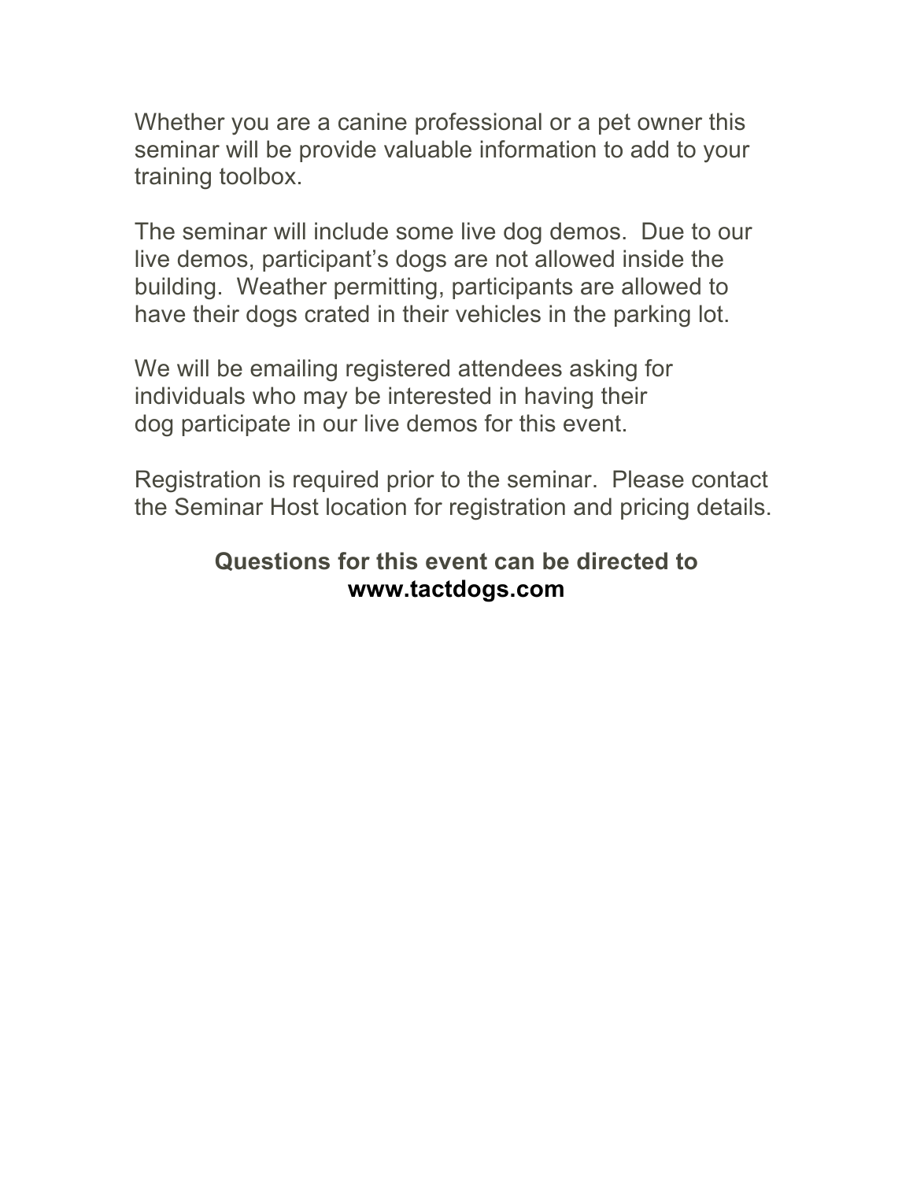Whether you are a canine professional or a pet owner this seminar will be provide valuable information to add to your training toolbox.

The seminar will include some live dog demos. Due to our live demos, participant's dogs are not allowed inside the building. Weather permitting, participants are allowed to have their dogs crated in their vehicles in the parking lot.

We will be emailing registered attendees asking for individuals who may be interested in having their dog participate in our live demos for this event.

Registration is required prior to the seminar. Please contact the Seminar Host location for registration and pricing details.

**Questions for this event can be directed to www.tactdogs.com**